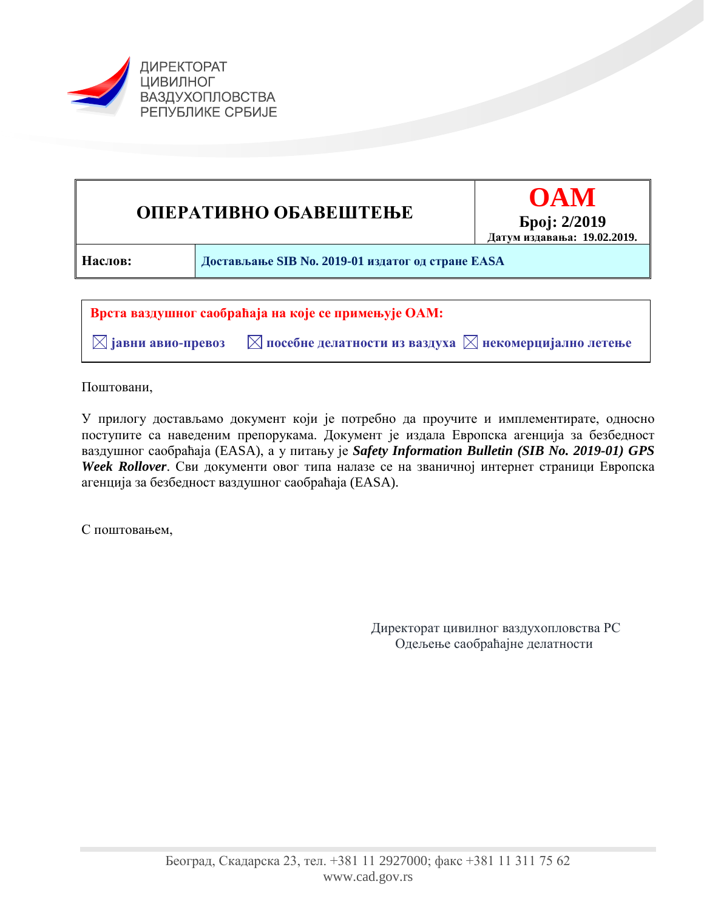ДИРЕКТОРАТ ЦИВИЛНОГ ВАЗДУХОПЛОВСТВА РЕПУБЛИКЕ СРБИЈЕ

| **ОПЕРАТИВНО ОБАВЕШТЕЊЕ** | **OAM** **Број: 2/2019** **Датум издавања: 19.02.2019.** |
|---|---|
| **Наслов:** | **Достављање SIB No. 2019-01 издатог од стране EASA** |

**Врста ваздушног саобраћаја на које се примењује OAM:**

☒ **јавни авио-превоз** ☒ **посебне делатности из ваздуха** ☒ **некомерцијално летење**

Поштовани,

У прилогу достављамо документ који је потребно да проучите и имплементирате, односно поступите са наведеним препорукама. Документ је издала Европска агенција за безбедност ваздушног саобраћаја (EASA), а у питању је ***Safety Information Bulletin (SIB No. 2019-01) GPS Week Rollover***. Сви документи овог типа налазе се на званичној интернет страници Европска агенција за безбедност ваздушног саобраћаја (EASA).

С поштовањем,

Директорат цивилног ваздухопловства РС
Одељење саобраћајне делатности

Београд, Скадарска 23, тел. +381 11 2927000; факс +381 11 311 75 62
www.cad.gov.rs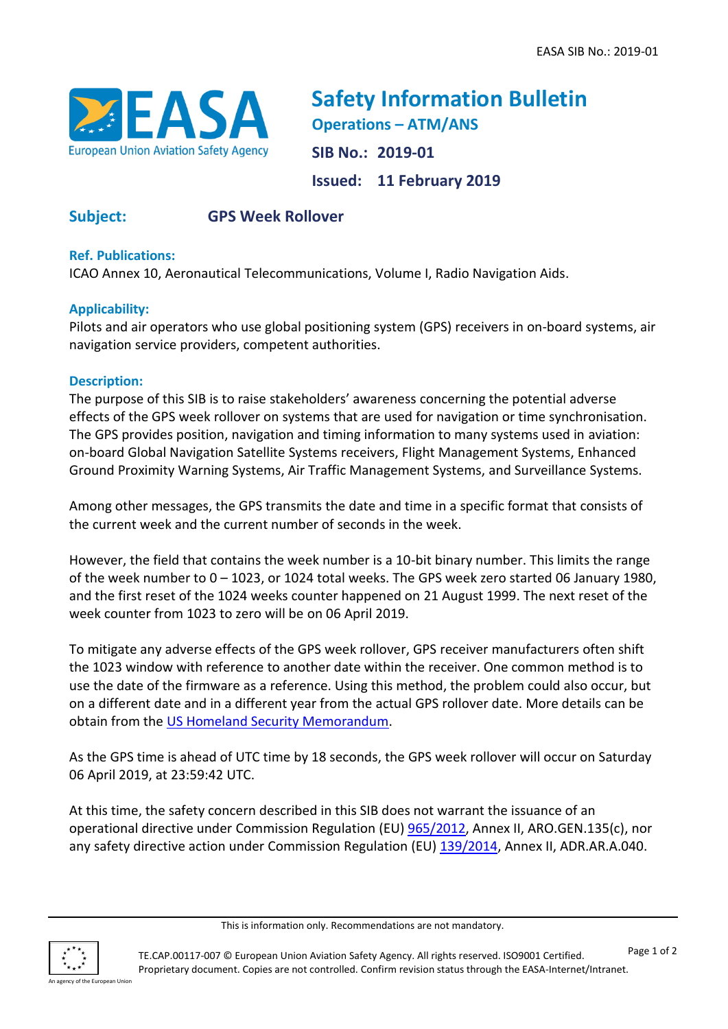# Safety Information Bulletin

**Operations – ATM/ANS**

**SIB No.: 2019-01**

**Issued: 11 February 2019**

**Subject:** **GPS Week Rollover**

**Ref. Publications:**

ICAO Annex 10, Aeronautical Telecommunications, Volume I, Radio Navigation Aids.

**Applicability:**

Pilots and air operators who use global positioning system (GPS) receivers in on-board systems, air navigation service providers, competent authorities.

**Description:**

The purpose of this SIB is to raise stakeholders' awareness concerning the potential adverse effects of the GPS week rollover on systems that are used for navigation or time synchronisation. The GPS provides position, navigation and timing information to many systems used in aviation: on-board Global Navigation Satellite Systems receivers, Flight Management Systems, Enhanced Ground Proximity Warning Systems, Air Traffic Management Systems, and Surveillance Systems.

Among other messages, the GPS transmits the date and time in a specific format that consists of the current week and the current number of seconds in the week.

However, the field that contains the week number is a 10-bit binary number. This limits the range of the week number to 0 – 1023, or 1024 total weeks. The GPS week zero started 06 January 1980, and the first reset of the 1024 weeks counter happened on 21 August 1999. The next reset of the week counter from 1023 to zero will be on 06 April 2019.

To mitigate any adverse effects of the GPS week rollover, GPS receiver manufacturers often shift the 1023 window with reference to another date within the receiver. One common method is to use the date of the firmware as a reference. Using this method, the problem could also occur, but on a different date and in a different year from the actual GPS rollover date. More details can be obtain from the US Homeland Security Memorandum.

As the GPS time is ahead of UTC time by 18 seconds, the GPS week rollover will occur on Saturday 06 April 2019, at 23:59:42 UTC.

At this time, the safety concern described in this SIB does not warrant the issuance of an operational directive under Commission Regulation (EU) 965/2012, Annex II, ARO.GEN.135(c), nor any safety directive action under Commission Regulation (EU) 139/2014, Annex II, ADR.AR.A.040.

This is information only. Recommendations are not mandatory.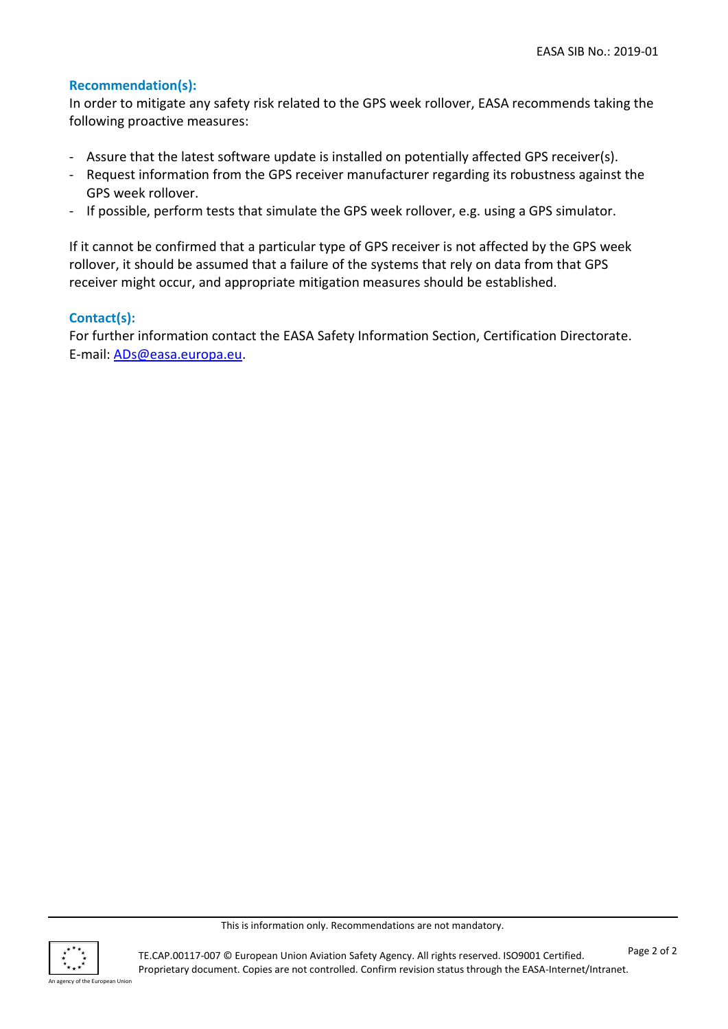## Recommendation(s):

In order to mitigate any safety risk related to the GPS week rollover, EASA recommends taking the following proactive measures:

- Assure that the latest software update is installed on potentially affected GPS receiver(s).
- Request information from the GPS receiver manufacturer regarding its robustness against the GPS week rollover.
- If possible, perform tests that simulate the GPS week rollover, e.g. using a GPS simulator.

If it cannot be confirmed that a particular type of GPS receiver is not affected by the GPS week rollover, it should be assumed that a failure of the systems that rely on data from that GPS receiver might occur, and appropriate mitigation measures should be established.

## Contact(s):

For further information contact the EASA Safety Information Section, Certification Directorate.
E-mail: ADs@easa.europa.eu.